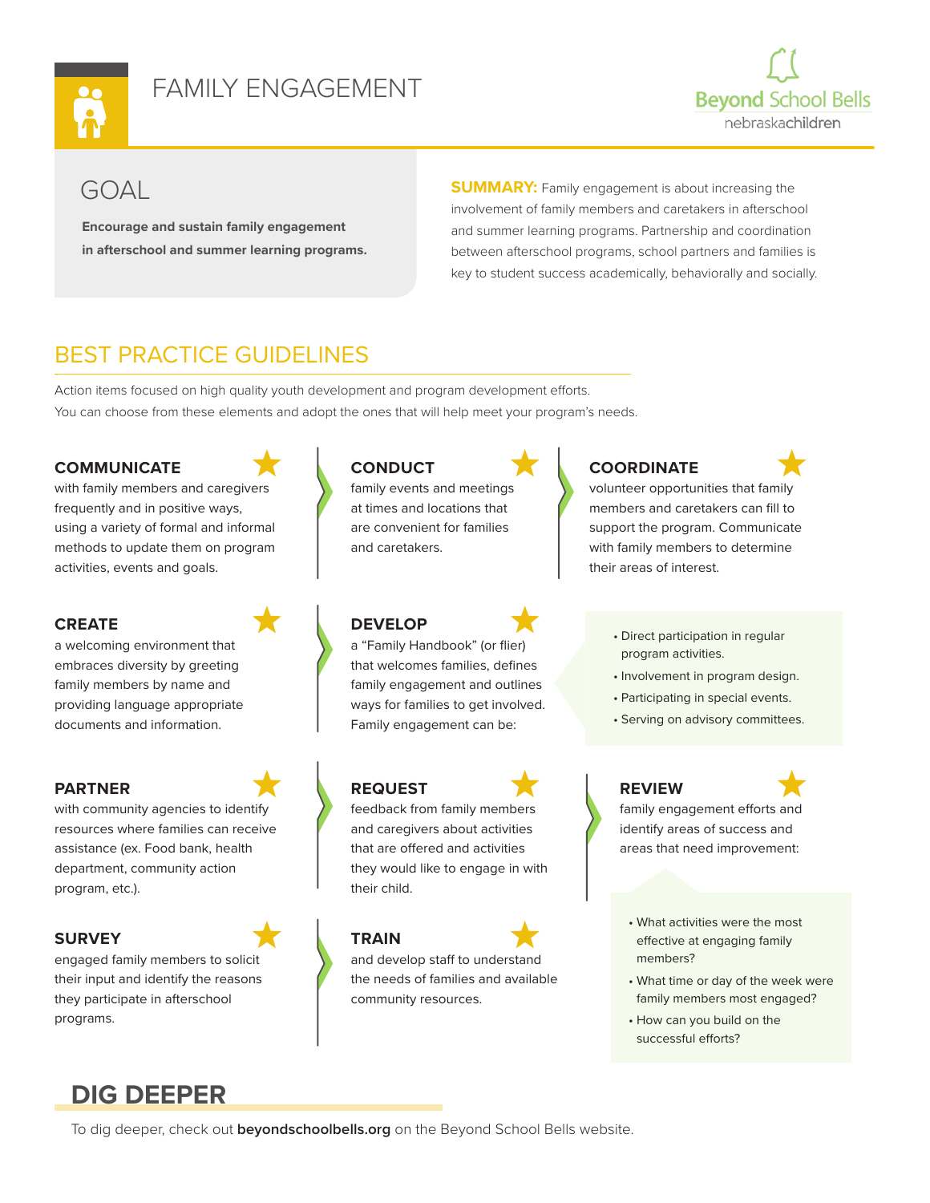# FAMILY ENGAGEMENT

Beyond School Bells
nebraskachildren

## GOAL

**Encourage and sustain family engagement in afterschool and summer learning programs.**

**SUMMARY:** Family engagement is about increasing the involvement of family members and caretakers in afterschool and summer learning programs. Partnership and coordination between afterschool programs, school partners and families is key to student success academically, behaviorally and socially.

## BEST PRACTICE GUIDELINES

Action items focused on high quality youth development and program development efforts.
You can choose from these elements and adopt the ones that will help meet your program's needs.

### COMMUNICATE

with family members and caregivers frequently and in positive ways, using a variety of formal and informal methods to update them on program activities, events and goals.

### CONDUCT

family events and meetings at times and locations that are convenient for families and caretakers.

### COORDINATE

volunteer opportunities that family members and caretakers can fill to support the program. Communicate with family members to determine their areas of interest.

### CREATE

a welcoming environment that embraces diversity by greeting family members by name and providing language appropriate documents and information.

### DEVELOP

a "Family Handbook" (or flier) that welcomes families, defines family engagement and outlines ways for families to get involved. Family engagement can be:

- Direct participation in regular program activities.
- Involvement in program design.
- Participating in special events.
- Serving on advisory committees.

### PARTNER

with community agencies to identify resources where families can receive assistance (ex. Food bank, health department, community action program, etc.).

### REQUEST

feedback from family members and caregivers about activities that are offered and activities they would like to engage in with their child.

### REVIEW

family engagement efforts and identify areas of success and areas that need improvement:

- What activities were the most effective at engaging family members?
- What time or day of the week were family members most engaged?
- How can you build on the successful efforts?

### SURVEY

engaged family members to solicit their input and identify the reasons they participate in afterschool programs.

### TRAIN

and develop staff to understand the needs of families and available community resources.

## DIG DEEPER

To dig deeper, check out **beyondschoolbells.org** on the Beyond School Bells website.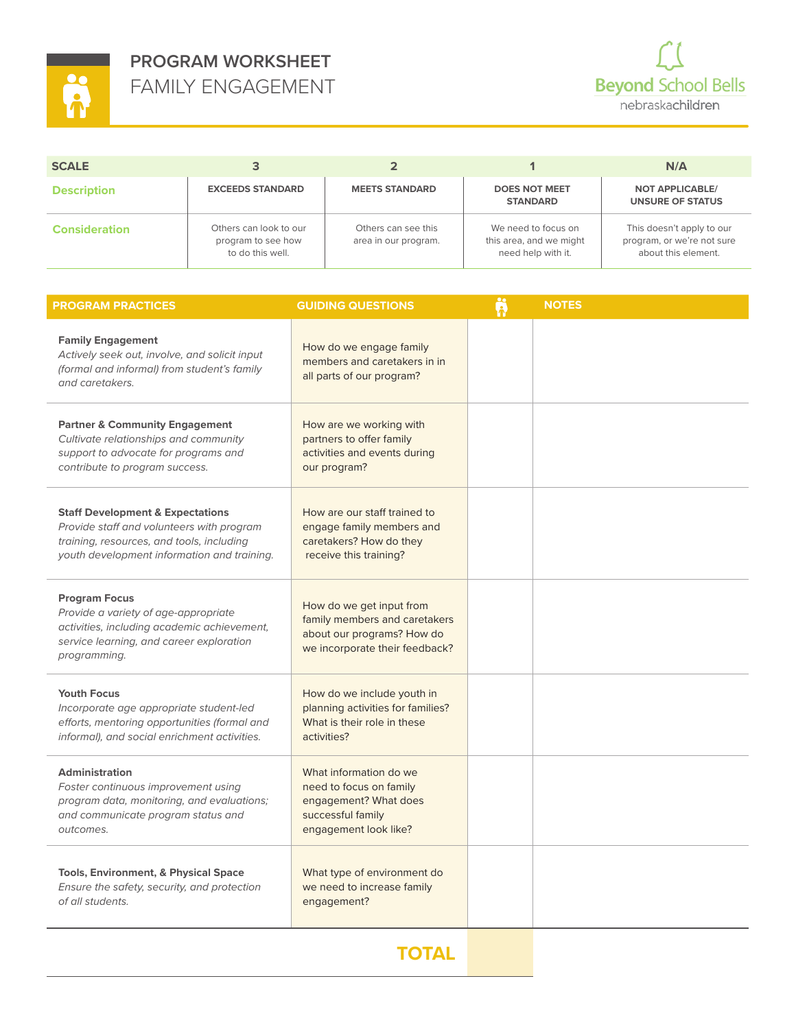# PROGRAM WORKSHEET

## FAMILY ENGAGEMENT

Beyond School Bells
nebraskachildren

| SCALE | 3 | 2 | 1 | N/A |
|---|---|---|---|---|
| **Description** | **EXCEEDS STANDARD** | **MEETS STANDARD** | **DOES NOT MEET STANDARD** | **NOT APPLICABLE/ UNSURE OF STATUS** |
| **Consideration** | Others can look to our program to see how to do this well. | Others can see this area in our program. | We need to focus on this area, and we might need help with it. | This doesn't apply to our program, or we're not sure about this element. |

| PROGRAM PRACTICES | GUIDING QUESTIONS | | NOTES |
|---|---|---|---|
| **Family Engagement** *Actively seek out, involve, and solicit input (formal and informal) from student's family and caretakers.* | How do we engage family members and caretakers in in all parts of our program? | | |
| **Partner & Community Engagement** *Cultivate relationships and community support to advocate for programs and contribute to program success.* | How are we working with partners to offer family activities and events during our program? | | |
| **Staff Development & Expectations** *Provide staff and volunteers with program training, resources, and tools, including youth development information and training.* | How are our staff trained to engage family members and caretakers? How do they receive this training? | | |
| **Program Focus** *Provide a variety of age-appropriate activities, including academic achievement, service learning, and career exploration programming.* | How do we get input from family members and caretakers about our programs? How do we incorporate their feedback? | | |
| **Youth Focus** *Incorporate age appropriate student-led efforts, mentoring opportunities (formal and informal), and social enrichment activities.* | How do we include youth in planning activities for families? What is their role in these activities? | | |
| **Administration** *Foster continuous improvement using program data, monitoring, and evaluations; and communicate program status and outcomes.* | What information do we need to focus on family engagement? What does successful family engagement look like? | | |
| **Tools, Environment, & Physical Space** *Ensure the safety, security, and protection of all students.* | What type of environment do we need to increase family engagement? | | |
| | **TOTAL** | | |